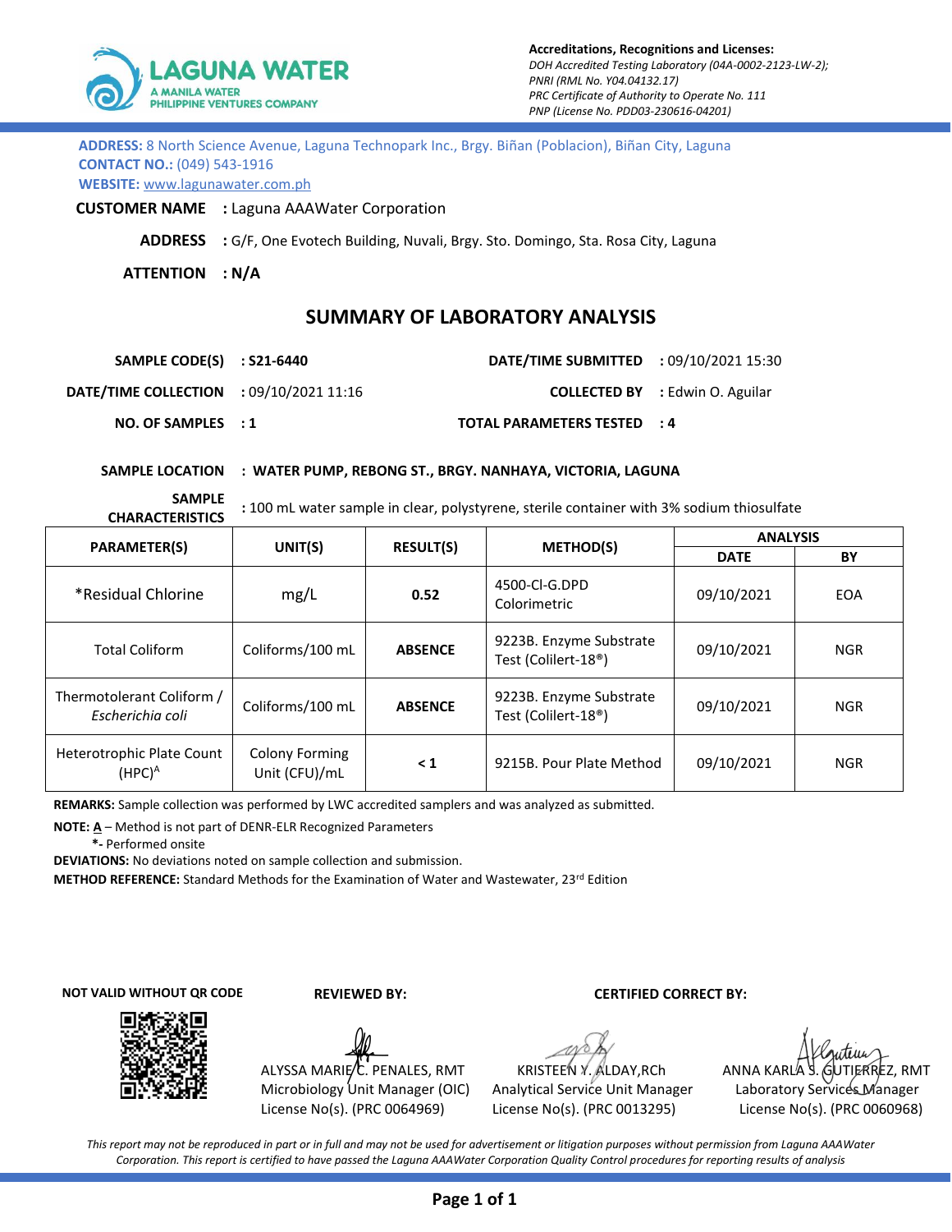**LAGUNA WATER**
A MANILA WATER PHILIPPINE VENTURES COMPANY

**Accreditations, Recognitions and Licenses:**
*DOH Accredited Testing Laboratory (04A-0002-2123-LW-2);*
*PNRI (RML No. Y04.04132.17)*
*PRC Certificate of Authority to Operate No. 111*
*PNP (License No. PDD03-230616-04201)*

**ADDRESS:** 8 North Science Avenue, Laguna Technopark Inc., Brgy. Biñan (Poblacion), Biñan City, Laguna
**CONTACT NO.:** (049) 543-1916
**WEBSITE:** www.lagunawater.com.ph

**CUSTOMER NAME** : Laguna AAAWater Corporation

**ADDRESS** : G/F, One Evotech Building, Nuvali, Brgy. Sto. Domingo, Sta. Rosa City, Laguna

**ATTENTION** : N/A

# SUMMARY OF LABORATORY ANALYSIS

**SAMPLE CODE(S)** : **S21-6440**
**DATE/TIME SUBMITTED** : 09/10/2021 15:30
**DATE/TIME COLLECTION** : 09/10/2021 11:16
**COLLECTED BY** : Edwin O. Aguilar
**NO. OF SAMPLES** : 1
**TOTAL PARAMETERS TESTED** : 4

**SAMPLE LOCATION** : **WATER PUMP, REBONG ST., BRGY. NANHAYA, VICTORIA, LAGUNA**

**SAMPLE CHARACTERISTICS** : 100 mL water sample in clear, polystyrene, sterile container with 3% sodium thiosulfate

| PARAMETER(S) | UNIT(S) | RESULT(S) | METHOD(S) | ANALYSIS | |
|---|---|---|---|---|---|
| | | | | DATE | BY |
| *Residual Chlorine | mg/L | **0.52** | 4500-Cl-G.DPD Colorimetric | 09/10/2021 | EOA |
| Total Coliform | Coliforms/100 mL | **ABSENCE** | 9223B. Enzyme Substrate Test (Colilert-18®) | 09/10/2021 | NGR |
| Thermotolerant Coliform / *Escherichia coli* | Coliforms/100 mL | **ABSENCE** | 9223B. Enzyme Substrate Test (Colilert-18®) | 09/10/2021 | NGR |
| Heterotrophic Plate Count (HPC)[A] | Colony Forming Unit (CFU)/mL | **< 1** | 9215B. Pour Plate Method | 09/10/2021 | NGR |

**REMARKS:** Sample collection was performed by LWC accredited samplers and was analyzed as submitted.

**NOTE: A** – Method is not part of DENR-ELR Recognized Parameters
**\*-** Performed onsite

**DEVIATIONS:** No deviations noted on sample collection and submission.

**METHOD REFERENCE:** Standard Methods for the Examination of Water and Wastewater, 23rd Edition

**NOT VALID WITHOUT QR CODE**

**REVIEWED BY:**

ALYSSA MARIE C. PENALES, RMT
Microbiology Unit Manager (OIC)
License No(s). (PRC 0064969)

**CERTIFIED CORRECT BY:**

KRISTEEN Y. ALDAY, RCh
Analytical Service Unit Manager
License No(s). (PRC 0013295)

ANNA KARLA S. GUTIERREZ, RMT
Laboratory Services Manager
License No(s). (PRC 0060968)

*This report may not be reproduced in part or in full and may not be used for advertisement or litigation purposes without permission from Laguna AAAWater Corporation. This report is certified to have passed the Laguna AAAWater Corporation Quality Control procedures for reporting results of analysis*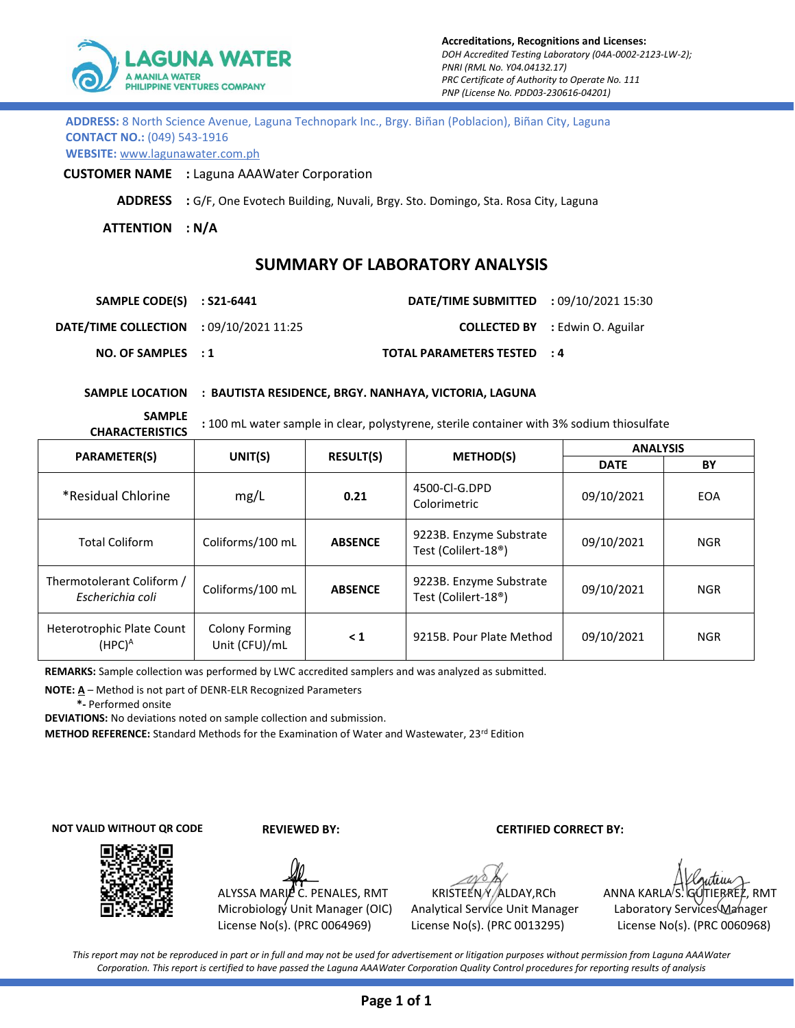**LAGUNA WATER**
A MANILA WATER PHILIPPINE VENTURES COMPANY

**Accreditations, Recognitions and Licenses:**
*DOH Accredited Testing Laboratory (04A-0002-2123-LW-2);*
*PNRI (RML No. Y04.04132.17)*
*PRC Certificate of Authority to Operate No. 111*
*PNP (License No. PDD03-230616-04201)*

**ADDRESS:** 8 North Science Avenue, Laguna Technopark Inc., Brgy. Biñan (Poblacion), Biñan City, Laguna
**CONTACT NO.:** (049) 543-1916
**WEBSITE:** www.lagunawater.com.ph

**CUSTOMER NAME** : Laguna AAAWater Corporation

**ADDRESS** : G/F, One Evotech Building, Nuvali, Brgy. Sto. Domingo, Sta. Rosa City, Laguna

**ATTENTION** : N/A

## SUMMARY OF LABORATORY ANALYSIS

**SAMPLE CODE(S)** : **S21-6441**
**DATE/TIME SUBMITTED** : 09/10/2021 15:30
**DATE/TIME COLLECTION** : 09/10/2021 11:25
**COLLECTED BY** : Edwin O. Aguilar
**NO. OF SAMPLES** : 1
**TOTAL PARAMETERS TESTED** : 4

**SAMPLE LOCATION** : **BAUTISTA RESIDENCE, BRGY. NANHAYA, VICTORIA, LAGUNA**

**SAMPLE CHARACTERISTICS** : 100 mL water sample in clear, polystyrene, sterile container with 3% sodium thiosulfate

| PARAMETER(S) | UNIT(S) | RESULT(S) | METHOD(S) | ANALYSIS | |
|---|---|---|---|---|---|
| | | | | DATE | BY |
| *Residual Chlorine | mg/L | **0.21** | 4500-Cl-G.DPD Colorimetric | 09/10/2021 | EOA |
| Total Coliform | Coliforms/100 mL | **ABSENCE** | 9223B. Enzyme Substrate Test (Colilert-18®) | 09/10/2021 | NGR |
| Thermotolerant Coliform / *Escherichia coli* | Coliforms/100 mL | **ABSENCE** | 9223B. Enzyme Substrate Test (Colilert-18®) | 09/10/2021 | NGR |
| Heterotrophic Plate Count (HPC)[A] | Colony Forming Unit (CFU)/mL | **< 1** | 9215B. Pour Plate Method | 09/10/2021 | NGR |

**REMARKS:** Sample collection was performed by LWC accredited samplers and was analyzed as submitted.

**NOTE:** **A** – Method is not part of DENR-ELR Recognized Parameters
**\*-** Performed onsite

**DEVIATIONS:** No deviations noted on sample collection and submission.

**METHOD REFERENCE:** Standard Methods for the Examination of Water and Wastewater, 23rd Edition

**NOT VALID WITHOUT QR CODE**

**REVIEWED BY:**

ALYSSA MARIE C. PENALES, RMT
Microbiology Unit Manager (OIC)
License No(s). (PRC 0064969)

**CERTIFIED CORRECT BY:**

KRISTEEN Y. ALDAY,RCh
Analytical Service Unit Manager
License No(s). (PRC 0013295)

ANNA KARLA S. GUTIERREZ, RMT
Laboratory Services Manager
License No(s). (PRC 0060968)

*This report may not be reproduced in part or in full and may not be used for advertisement or litigation purposes without permission from Laguna AAAWater Corporation. This report is certified to have passed the Laguna AAAWater Corporation Quality Control procedures for reporting results of analysis*